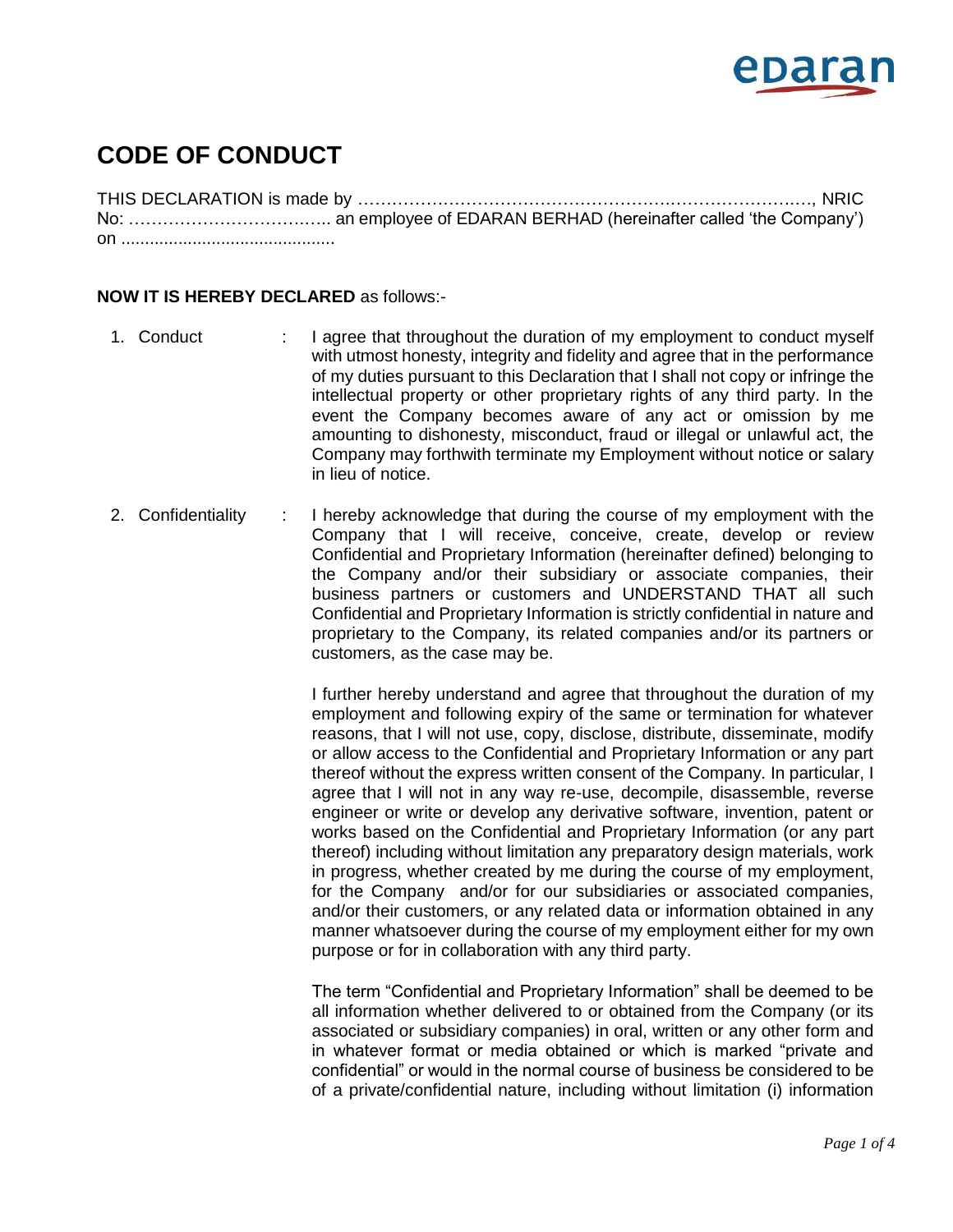# CODE OF CONDUCT

THIS DECLARATION is made by ……………………………………………………………………., NRIC No: ……………………………... an employee of EDARAN BERHAD (hereinafter called 'the Company') on .............................................

**NOW IT IS HEREBY DECLARED** as follows:-

1. Conduct : I agree that throughout the duration of my employment to conduct myself with utmost honesty, integrity and fidelity and agree that in the performance of my duties pursuant to this Declaration that I shall not copy or infringe the intellectual property or other proprietary rights of any third party. In the event the Company becomes aware of any act or omission by me amounting to dishonesty, misconduct, fraud or illegal or unlawful act, the Company may forthwith terminate my Employment without notice or salary in lieu of notice.

2. Confidentiality : I hereby acknowledge that during the course of my employment with the Company that I will receive, conceive, create, develop or review Confidential and Proprietary Information (hereinafter defined) belonging to the Company and/or their subsidiary or associate companies, their business partners or customers and UNDERSTAND THAT all such Confidential and Proprietary Information is strictly confidential in nature and proprietary to the Company, its related companies and/or its partners or customers, as the case may be.

   I further hereby understand and agree that throughout the duration of my employment and following expiry of the same or termination for whatever reasons, that I will not use, copy, disclose, distribute, disseminate, modify or allow access to the Confidential and Proprietary Information or any part thereof without the express written consent of the Company. In particular, I agree that I will not in any way re-use, decompile, disassemble, reverse engineer or write or develop any derivative software, invention, patent or works based on the Confidential and Proprietary Information (or any part thereof) including without limitation any preparatory design materials, work in progress, whether created by me during the course of my employment, for the Company and/or for our subsidiaries or associated companies, and/or their customers, or any related data or information obtained in any manner whatsoever during the course of my employment either for my own purpose or for in collaboration with any third party.

   The term "Confidential and Proprietary Information" shall be deemed to be all information whether delivered to or obtained from the Company (or its associated or subsidiary companies) in oral, written or any other form and in whatever format or media obtained or which is marked "private and confidential" or would in the normal course of business be considered to be of a private/confidential nature, including without limitation (i) information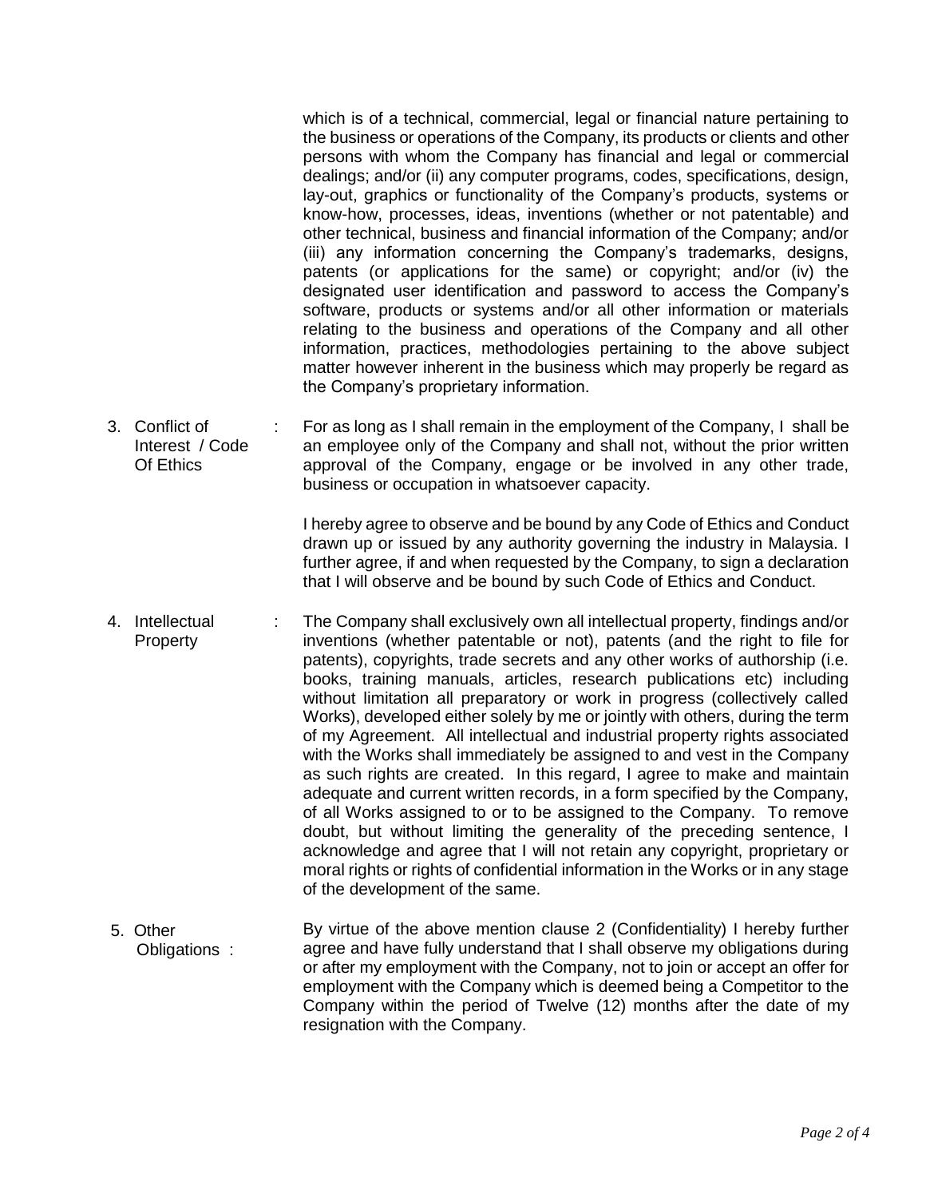which is of a technical, commercial, legal or financial nature pertaining to the business or operations of the Company, its products or clients and other persons with whom the Company has financial and legal or commercial dealings; and/or (ii) any computer programs, codes, specifications, design, lay-out, graphics or functionality of the Company's products, systems or know-how, processes, ideas, inventions (whether or not patentable) and other technical, business and financial information of the Company; and/or (iii) any information concerning the Company's trademarks, designs, patents (or applications for the same) or copyright; and/or (iv) the designated user identification and password to access the Company's software, products or systems and/or all other information or materials relating to the business and operations of the Company and all other information, practices, methodologies pertaining to the above subject matter however inherent in the business which may properly be regard as the Company's proprietary information.

3. Conflict of Interest / Code Of Ethics : For as long as I shall remain in the employment of the Company, I shall be an employee only of the Company and shall not, without the prior written approval of the Company, engage or be involved in any other trade, business or occupation in whatsoever capacity.

   I hereby agree to observe and be bound by any Code of Ethics and Conduct drawn up or issued by any authority governing the industry in Malaysia. I further agree, if and when requested by the Company, to sign a declaration that I will observe and be bound by such Code of Ethics and Conduct.

4. Intellectual Property : The Company shall exclusively own all intellectual property, findings and/or inventions (whether patentable or not), patents (and the right to file for patents), copyrights, trade secrets and any other works of authorship (i.e. books, training manuals, articles, research publications etc) including without limitation all preparatory or work in progress (collectively called Works), developed either solely by me or jointly with others, during the term of my Agreement. All intellectual and industrial property rights associated with the Works shall immediately be assigned to and vest in the Company as such rights are created. In this regard, I agree to make and maintain adequate and current written records, in a form specified by the Company, of all Works assigned to or to be assigned to the Company. To remove doubt, but without limiting the generality of the preceding sentence, I acknowledge and agree that I will not retain any copyright, proprietary or moral rights or rights of confidential information in the Works or in any stage of the development of the same.

5. Other Obligations : By virtue of the above mention clause 2 (Confidentiality) I hereby further agree and have fully understand that I shall observe my obligations during or after my employment with the Company, not to join or accept an offer for employment with the Company which is deemed being a Competitor to the Company within the period of Twelve (12) months after the date of my resignation with the Company.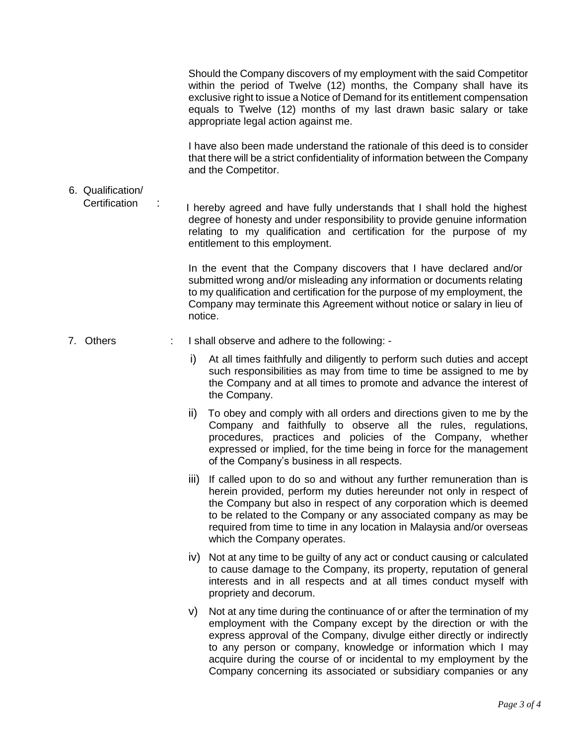Should the Company discovers of my employment with the said Competitor within the period of Twelve (12) months, the Company shall have its exclusive right to issue a Notice of Demand for its entitlement compensation equals to Twelve (12) months of my last drawn basic salary or take appropriate legal action against me.

I have also been made understand the rationale of this deed is to consider that there will be a strict confidentiality of information between the Company and the Competitor.

6. Qualification/ Certification :

I hereby agreed and have fully understands that I shall hold the highest degree of honesty and under responsibility to provide genuine information relating to my qualification and certification for the purpose of my entitlement to this employment.

In the event that the Company discovers that I have declared and/or submitted wrong and/or misleading any information or documents relating to my qualification and certification for the purpose of my employment, the Company may terminate this Agreement without notice or salary in lieu of notice.

7. Others : I shall observe and adhere to the following: -

i) At all times faithfully and diligently to perform such duties and accept such responsibilities as may from time to time be assigned to me by the Company and at all times to promote and advance the interest of the Company.

ii) To obey and comply with all orders and directions given to me by the Company and faithfully to observe all the rules, regulations, procedures, practices and policies of the Company, whether expressed or implied, for the time being in force for the management of the Company's business in all respects.

iii) If called upon to do so and without any further remuneration than is herein provided, perform my duties hereunder not only in respect of the Company but also in respect of any corporation which is deemed to be related to the Company or any associated company as may be required from time to time in any location in Malaysia and/or overseas which the Company operates.

iv) Not at any time to be guilty of any act or conduct causing or calculated to cause damage to the Company, its property, reputation of general interests and in all respects and at all times conduct myself with propriety and decorum.

v) Not at any time during the continuance of or after the termination of my employment with the Company except by the direction or with the express approval of the Company, divulge either directly or indirectly to any person or company, knowledge or information which I may acquire during the course of or incidental to my employment by the Company concerning its associated or subsidiary companies or any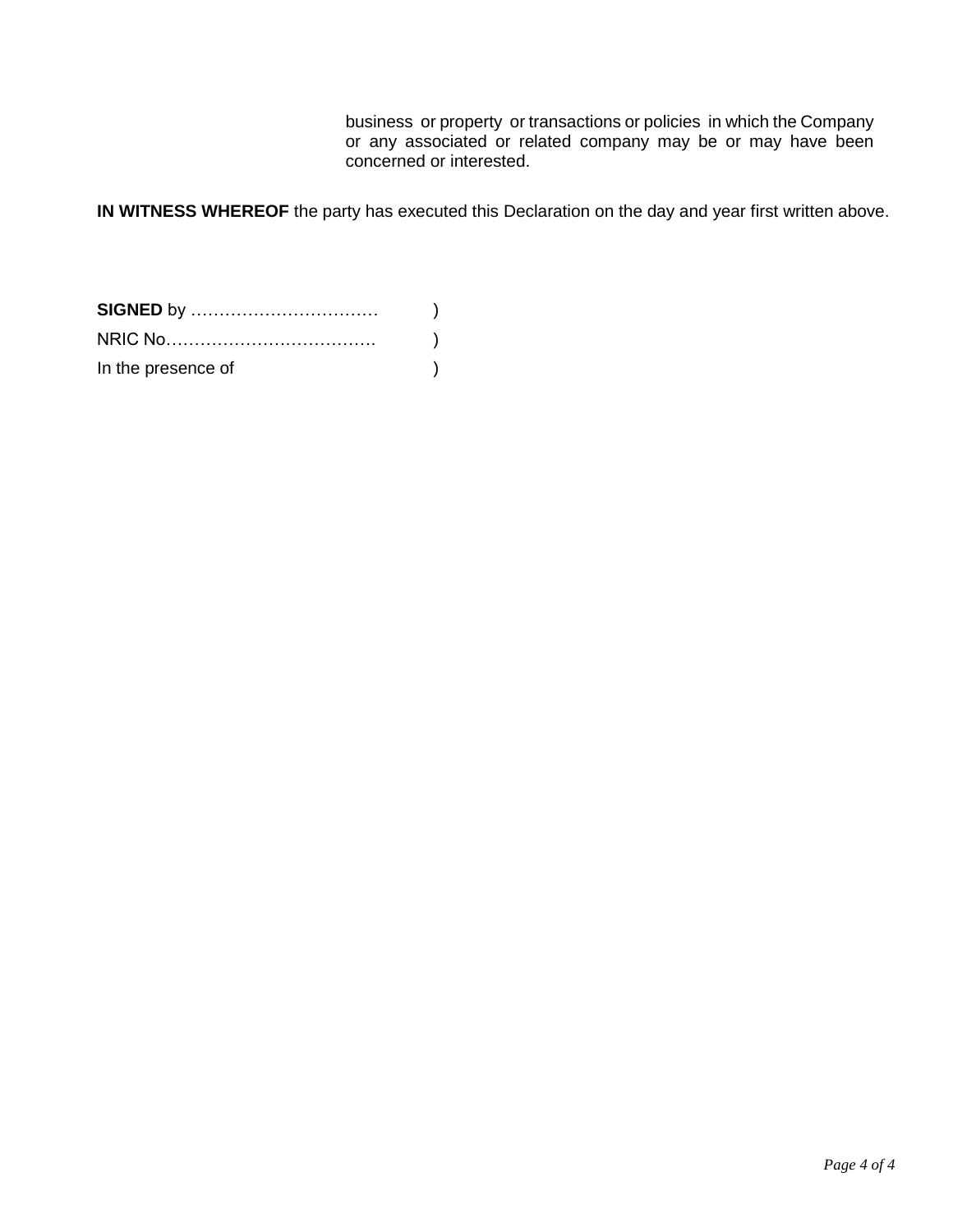business or property or transactions or policies in which the Company or any associated or related company may be or may have been concerned or interested.

**IN WITNESS WHEREOF** the party has executed this Declaration on the day and year first written above.

**SIGNED** by …………………………… )
NRIC No………………………………. )
In the presence of )